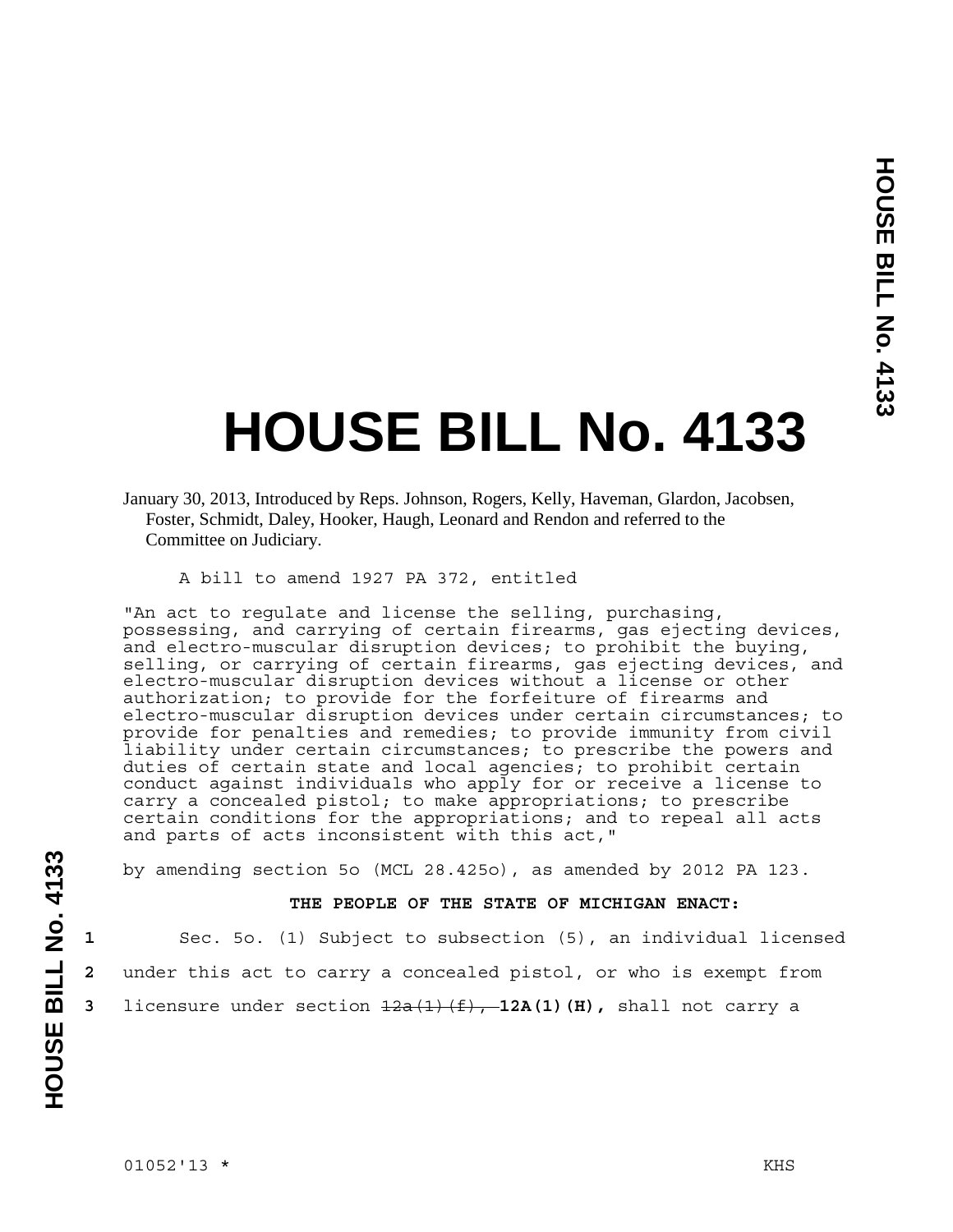# HOUSE BILL No. 4133

January 30, 2013, Introduced by Reps. Johnson, Rogers, Kelly, Haveman, Glardon, Jacobsen, Foster, Schmidt, Daley, Hooker, Haugh, Leonard and Rendon and referred to the Committee on Judiciary.

A bill to amend 1927 PA 372, entitled

"An act to regulate and license the selling, purchasing, possessing, and carrying of certain firearms, gas ejecting devices, and electro-muscular disruption devices; to prohibit the buying, selling, or carrying of certain firearms, gas ejecting devices, and electro-muscular disruption devices without a license or other authorization; to provide for the forfeiture of firearms and electro-muscular disruption devices under certain circumstances; to provide for penalties and remedies; to provide immunity from civil liability under certain circumstances; to prescribe the powers and duties of certain state and local agencies; to prohibit certain conduct against individuals who apply for or receive a license to carry a concealed pistol; to make appropriations; to prescribe certain conditions for the appropriations; and to repeal all acts and parts of acts inconsistent with this act,"

by amending section 5o (MCL 28.425o), as amended by 2012 PA 123.

**THE PEOPLE OF THE STATE OF MICHIGAN ENACT:**

1 Sec. 5o. (1) Subject to subsection (5), an individual licensed
2 under this act to carry a concealed pistol, or who is exempt from
3 licensure under section ~~12a(1)(f),~~ **12A(1)(H),** shall not carry a

01052'13 * KHS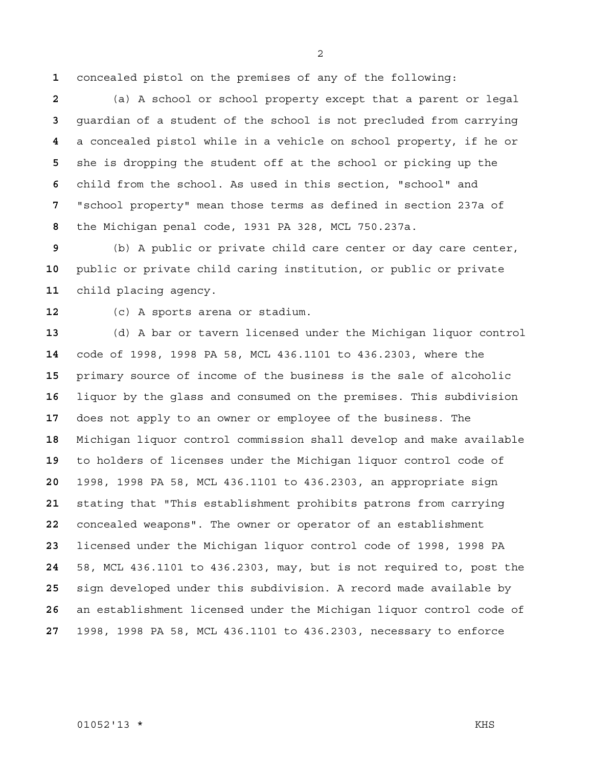concealed pistol on the premises of any of the following:

(a) A school or school property except that a parent or legal guardian of a student of the school is not precluded from carrying a concealed pistol while in a vehicle on school property, if he or she is dropping the student off at the school or picking up the child from the school. As used in this section, "school" and "school property" mean those terms as defined in section 237a of the Michigan penal code, 1931 PA 328, MCL 750.237a.

(b) A public or private child care center or day care center, public or private child caring institution, or public or private child placing agency.

(c) A sports arena or stadium.

(d) A bar or tavern licensed under the Michigan liquor control code of 1998, 1998 PA 58, MCL 436.1101 to 436.2303, where the primary source of income of the business is the sale of alcoholic liquor by the glass and consumed on the premises. This subdivision does not apply to an owner or employee of the business. The Michigan liquor control commission shall develop and make available to holders of licenses under the Michigan liquor control code of 1998, 1998 PA 58, MCL 436.1101 to 436.2303, an appropriate sign stating that "This establishment prohibits patrons from carrying concealed weapons". The owner or operator of an establishment licensed under the Michigan liquor control code of 1998, 1998 PA 58, MCL 436.1101 to 436.2303, may, but is not required to, post the sign developed under this subdivision. A record made available by an establishment licensed under the Michigan liquor control code of 1998, 1998 PA 58, MCL 436.1101 to 436.2303, necessary to enforce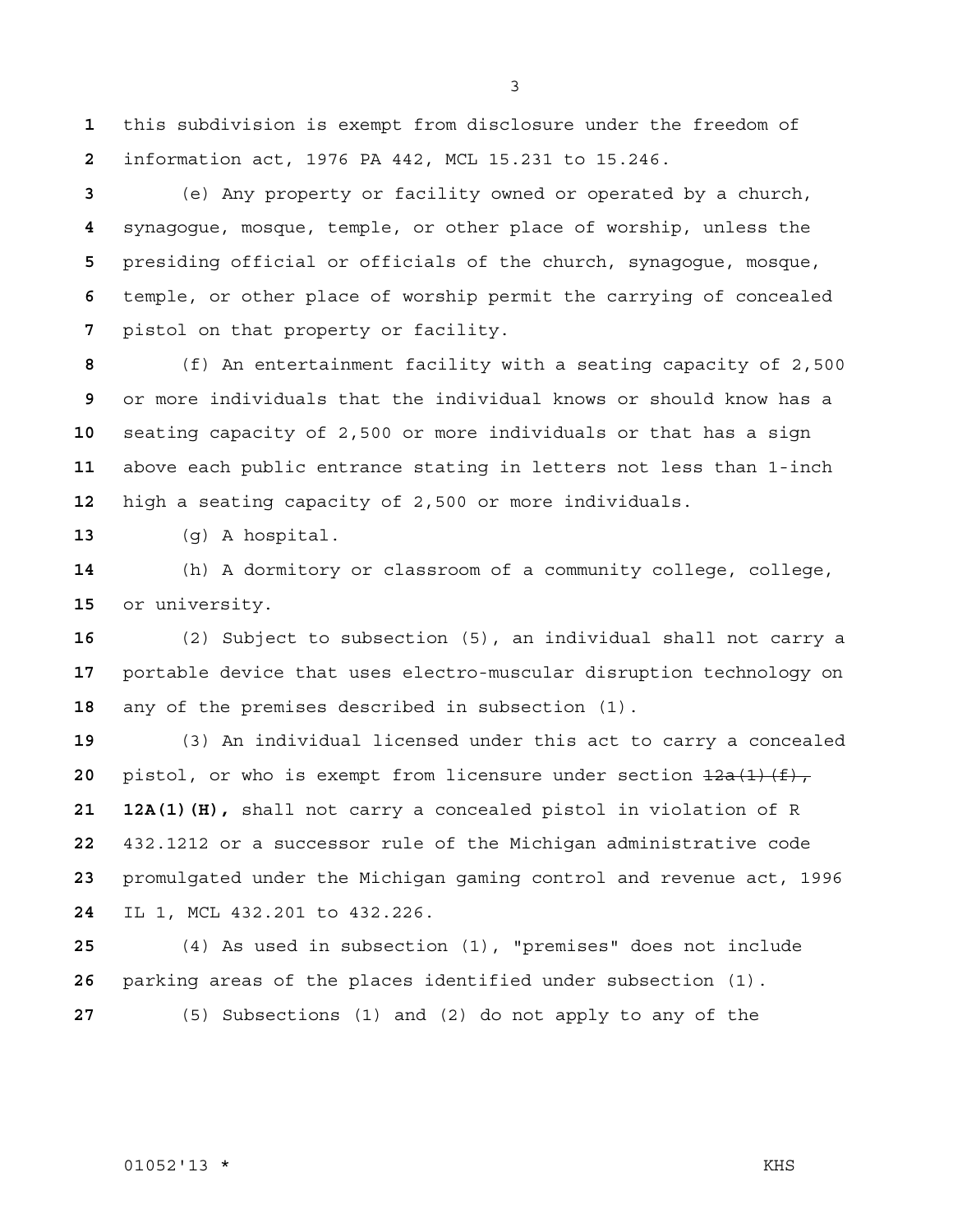this subdivision is exempt from disclosure under the freedom of information act, 1976 PA 442, MCL 15.231 to 15.246.

(e) Any property or facility owned or operated by a church, synagogue, mosque, temple, or other place of worship, unless the presiding official or officials of the church, synagogue, mosque, temple, or other place of worship permit the carrying of concealed pistol on that property or facility.

(f) An entertainment facility with a seating capacity of 2,500 or more individuals that the individual knows or should know has a seating capacity of 2,500 or more individuals or that has a sign above each public entrance stating in letters not less than 1-inch high a seating capacity of 2,500 or more individuals.

(g) A hospital.

(h) A dormitory or classroom of a community college, college, or university.

(2) Subject to subsection (5), an individual shall not carry a portable device that uses electro-muscular disruption technology on any of the premises described in subsection (1).

(3) An individual licensed under this act to carry a concealed pistol, or who is exempt from licensure under section ~~12a(1)(f),~~ **12A(1)(H),** shall not carry a concealed pistol in violation of R 432.1212 or a successor rule of the Michigan administrative code promulgated under the Michigan gaming control and revenue act, 1996 IL 1, MCL 432.201 to 432.226.

(4) As used in subsection (1), "premises" does not include parking areas of the places identified under subsection (1).

(5) Subsections (1) and (2) do not apply to any of the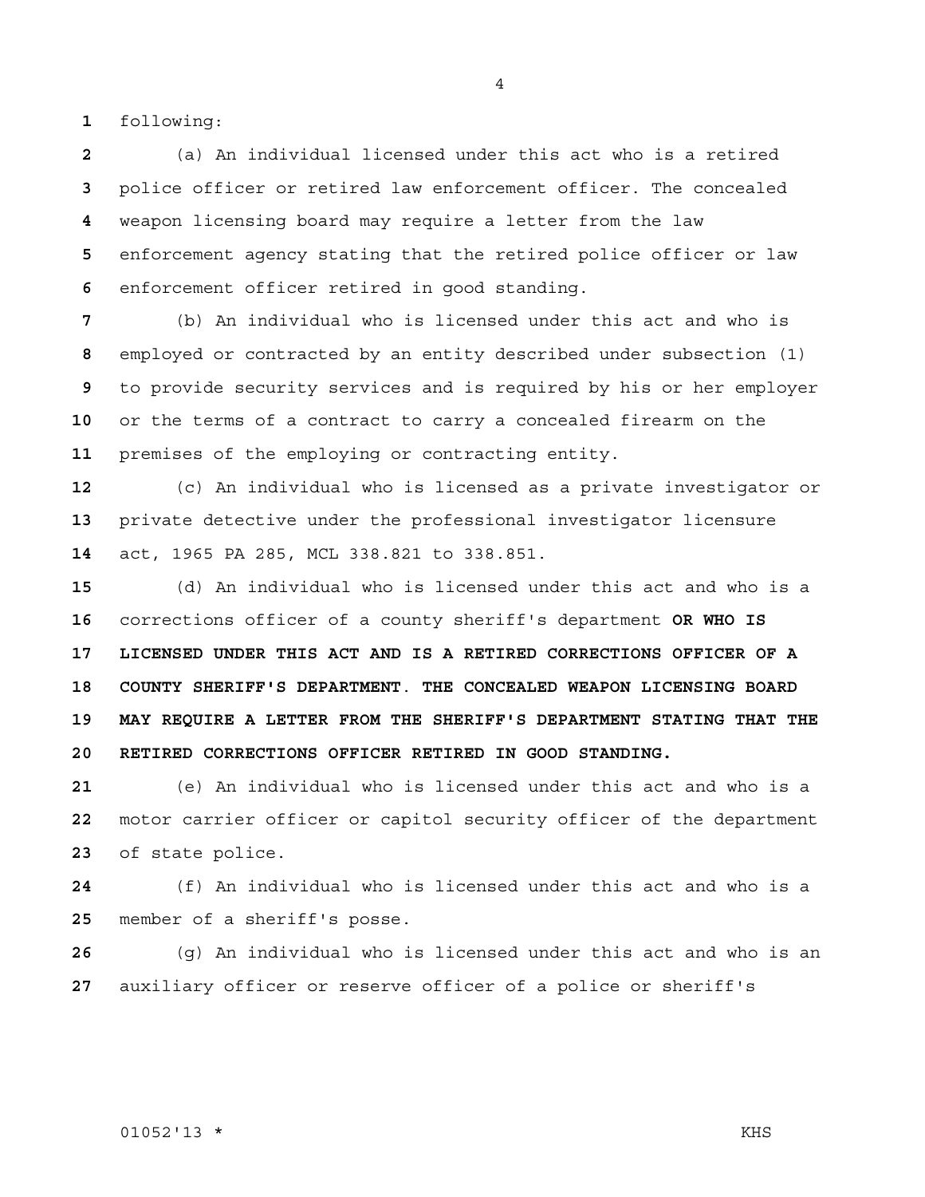following:

(a) An individual licensed under this act who is a retired police officer or retired law enforcement officer. The concealed weapon licensing board may require a letter from the law enforcement agency stating that the retired police officer or law enforcement officer retired in good standing.

(b) An individual who is licensed under this act and who is employed or contracted by an entity described under subsection (1) to provide security services and is required by his or her employer or the terms of a contract to carry a concealed firearm on the premises of the employing or contracting entity.

(c) An individual who is licensed as a private investigator or private detective under the professional investigator licensure act, 1965 PA 285, MCL 338.821 to 338.851.

(d) An individual who is licensed under this act and who is a corrections officer of a county sheriff's department **OR WHO IS LICENSED UNDER THIS ACT AND IS A RETIRED CORRECTIONS OFFICER OF A COUNTY SHERIFF'S DEPARTMENT. THE CONCEALED WEAPON LICENSING BOARD MAY REQUIRE A LETTER FROM THE SHERIFF'S DEPARTMENT STATING THAT THE RETIRED CORRECTIONS OFFICER RETIRED IN GOOD STANDING.**

(e) An individual who is licensed under this act and who is a motor carrier officer or capitol security officer of the department of state police.

(f) An individual who is licensed under this act and who is a member of a sheriff's posse.

(g) An individual who is licensed under this act and who is an auxiliary officer or reserve officer of a police or sheriff's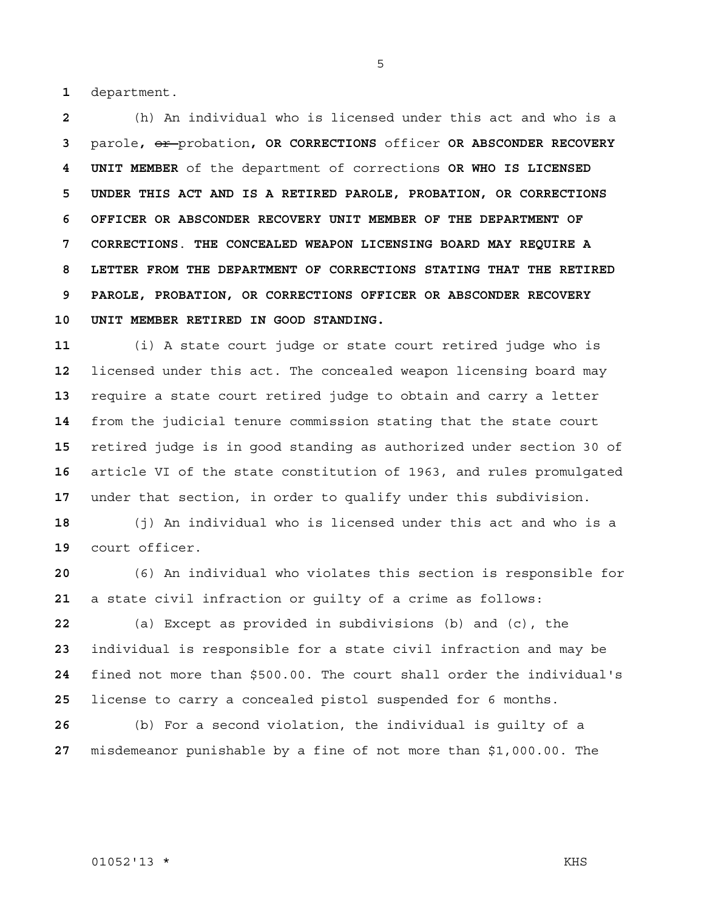department.

(h) An individual who is licensed under this act and who is a parole, ~~or~~ probation, **OR CORRECTIONS** officer **OR ABSCONDER RECOVERY UNIT MEMBER** of the department of corrections **OR WHO IS LICENSED UNDER THIS ACT AND IS A RETIRED PAROLE, PROBATION, OR CORRECTIONS OFFICER OR ABSCONDER RECOVERY UNIT MEMBER OF THE DEPARTMENT OF CORRECTIONS. THE CONCEALED WEAPON LICENSING BOARD MAY REQUIRE A LETTER FROM THE DEPARTMENT OF CORRECTIONS STATING THAT THE RETIRED PAROLE, PROBATION, OR CORRECTIONS OFFICER OR ABSCONDER RECOVERY UNIT MEMBER RETIRED IN GOOD STANDING.**

(i) A state court judge or state court retired judge who is licensed under this act. The concealed weapon licensing board may require a state court retired judge to obtain and carry a letter from the judicial tenure commission stating that the state court retired judge is in good standing as authorized under section 30 of article VI of the state constitution of 1963, and rules promulgated under that section, in order to qualify under this subdivision.

(j) An individual who is licensed under this act and who is a court officer.

(6) An individual who violates this section is responsible for a state civil infraction or guilty of a crime as follows:

(a) Except as provided in subdivisions (b) and (c), the individual is responsible for a state civil infraction and may be fined not more than $500.00. The court shall order the individual's license to carry a concealed pistol suspended for 6 months.

(b) For a second violation, the individual is guilty of a misdemeanor punishable by a fine of not more than $1,000.00. The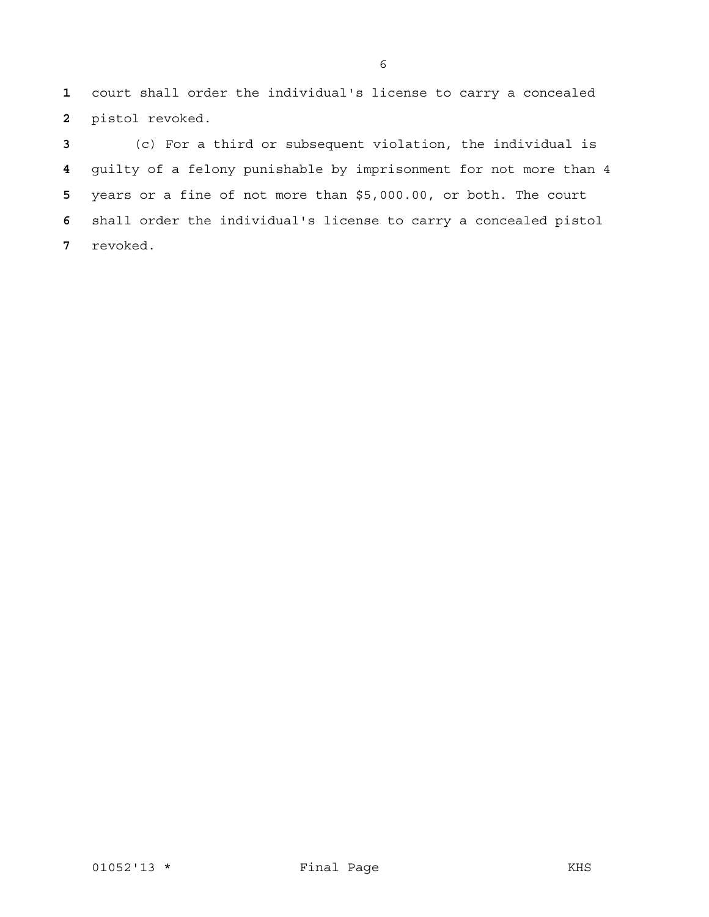court shall order the individual's license to carry a concealed pistol revoked.

(c) For a third or subsequent violation, the individual is guilty of a felony punishable by imprisonment for not more than 4 years or a fine of not more than $5,000.00, or both. The court shall order the individual's license to carry a concealed pistol revoked.